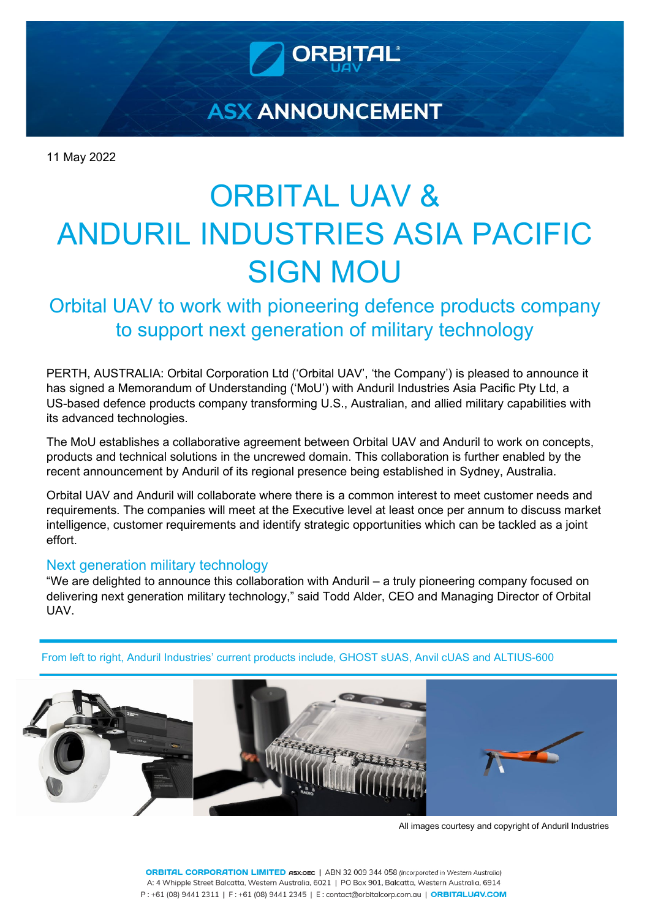# ASX ANNOUNCEMENT

11 May 2022

# ORBITAL UAV & ANDURIL INDUSTRIES ASIA PACIFIC SIGN MOU

## Orbital UAV to work with pioneering defence products company to support next generation of military technology

PERTH, AUSTRALIA: Orbital Corporation Ltd ('Orbital UAV', 'the Company') is pleased to announce it has signed a Memorandum of Understanding ('MoU') with Anduril Industries Asia Pacific Pty Ltd, a US-based defence products company transforming U.S., Australian, and allied military capabilities with its advanced technologies.

The MoU establishes a collaborative agreement between Orbital UAV and Anduril to work on concepts, products and technical solutions in the uncrewed domain. This collaboration is further enabled by the recent announcement by Anduril of its regional presence being established in Sydney, Australia.

Orbital UAV and Anduril will collaborate where there is a common interest to meet customer needs and requirements. The companies will meet at the Executive level at least once per annum to discuss market intelligence, customer requirements and identify strategic opportunities which can be tackled as a joint effort.

### Next generation military technology

"We are delighted to announce this collaboration with Anduril – a truly pioneering company focused on delivering next generation military technology," said Todd Alder, CEO and Managing Director of Orbital UAV.

From left to right, Anduril Industries' current products include, GHOST sUAS, Anvil cUAS and ALTIUS-600

All images courtesy and copyright of Anduril Industries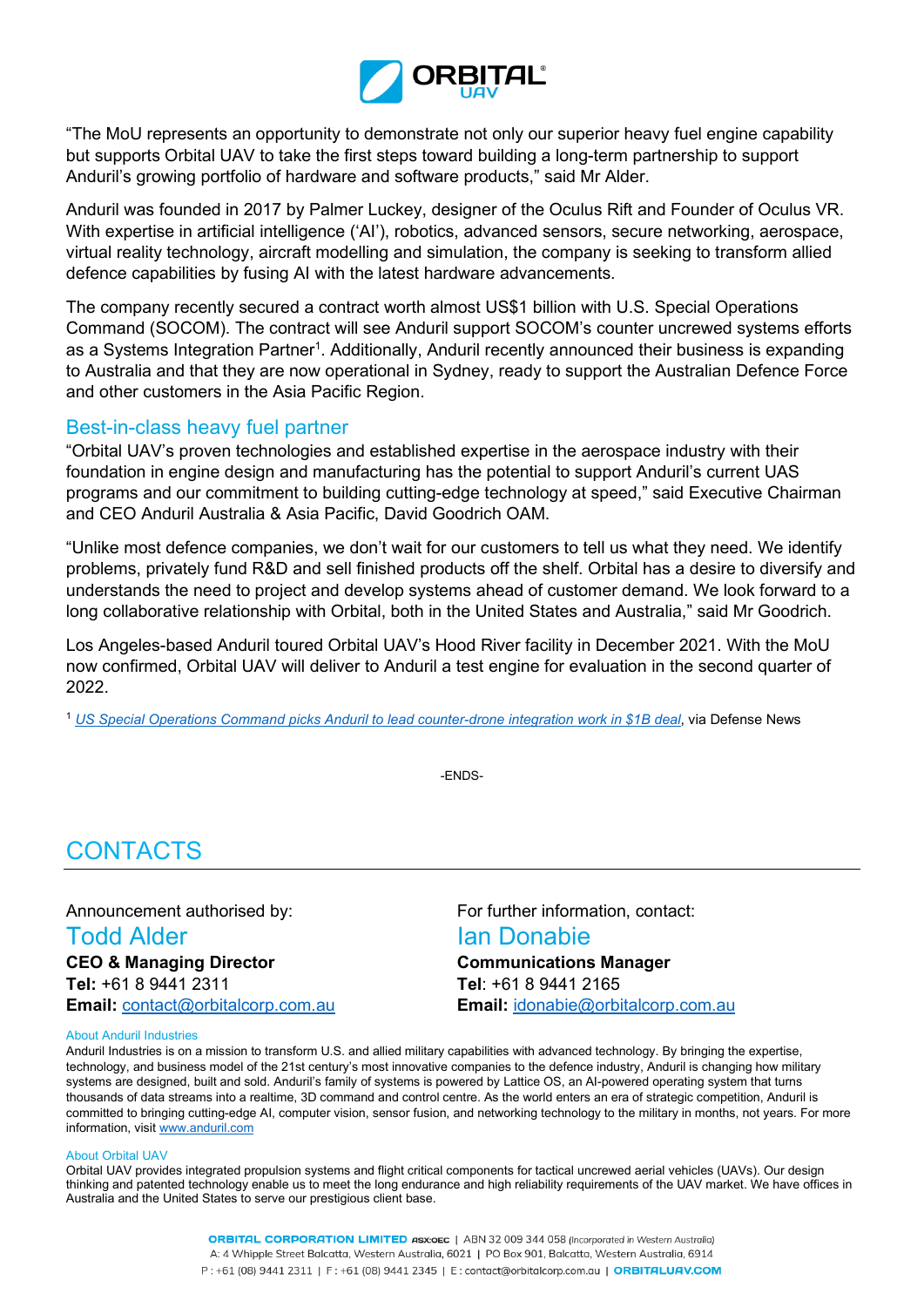"The MoU represents an opportunity to demonstrate not only our superior heavy fuel engine capability but supports Orbital UAV to take the first steps toward building a long-term partnership to support Anduril's growing portfolio of hardware and software products," said Mr Alder.

Anduril was founded in 2017 by Palmer Luckey, designer of the Oculus Rift and Founder of Oculus VR. With expertise in artificial intelligence ('AI'), robotics, advanced sensors, secure networking, aerospace, virtual reality technology, aircraft modelling and simulation, the company is seeking to transform allied defence capabilities by fusing AI with the latest hardware advancements.

The company recently secured a contract worth almost US$1 billion with U.S. Special Operations Command (SOCOM). The contract will see Anduril support SOCOM's counter uncrewed systems efforts as a Systems Integration Partner[1]. Additionally, Anduril recently announced their business is expanding to Australia and that they are now operational in Sydney, ready to support the Australian Defence Force and other customers in the Asia Pacific Region.

## Best-in-class heavy fuel partner

"Orbital UAV's proven technologies and established expertise in the aerospace industry with their foundation in engine design and manufacturing has the potential to support Anduril's current UAS programs and our commitment to building cutting-edge technology at speed," said Executive Chairman and CEO Anduril Australia & Asia Pacific, David Goodrich OAM.

"Unlike most defence companies, we don't wait for our customers to tell us what they need. We identify problems, privately fund R&D and sell finished products off the shelf. Orbital has a desire to diversify and understands the need to project and develop systems ahead of customer demand. We look forward to a long collaborative relationship with Orbital, both in the United States and Australia," said Mr Goodrich.

Los Angeles-based Anduril toured Orbital UAV's Hood River facility in December 2021. With the MoU now confirmed, Orbital UAV will deliver to Anduril a test engine for evaluation in the second quarter of 2022.

[1] *US Special Operations Command picks Anduril to lead counter-drone integration work in $1B deal*, via Defense News

-ENDS-

## CONTACTS

Announcement authorised by:

**Todd Alder**

**CEO & Managing Director**
**Tel:** +61 8 9441 2311
**Email:** contact@orbitalcorp.com.au

For further information, contact:

**Ian Donabie**

**Communications Manager**
**Tel**: +61 8 9441 2165
**Email:** idonabie@orbitalcorp.com.au

### About Anduril Industries

Anduril Industries is on a mission to transform U.S. and allied military capabilities with advanced technology. By bringing the expertise, technology, and business model of the 21st century's most innovative companies to the defence industry, Anduril is changing how military systems are designed, built and sold. Anduril's family of systems is powered by Lattice OS, an AI-powered operating system that turns thousands of data streams into a realtime, 3D command and control centre. As the world enters an era of strategic competition, Anduril is committed to bringing cutting-edge AI, computer vision, sensor fusion, and networking technology to the military in months, not years. For more information, visit www.anduril.com

### About Orbital UAV

Orbital UAV provides integrated propulsion systems and flight critical components for tactical uncrewed aerial vehicles (UAVs). Our design thinking and patented technology enable us to meet the long endurance and high reliability requirements of the UAV market. We have offices in Australia and the United States to serve our prestigious client base.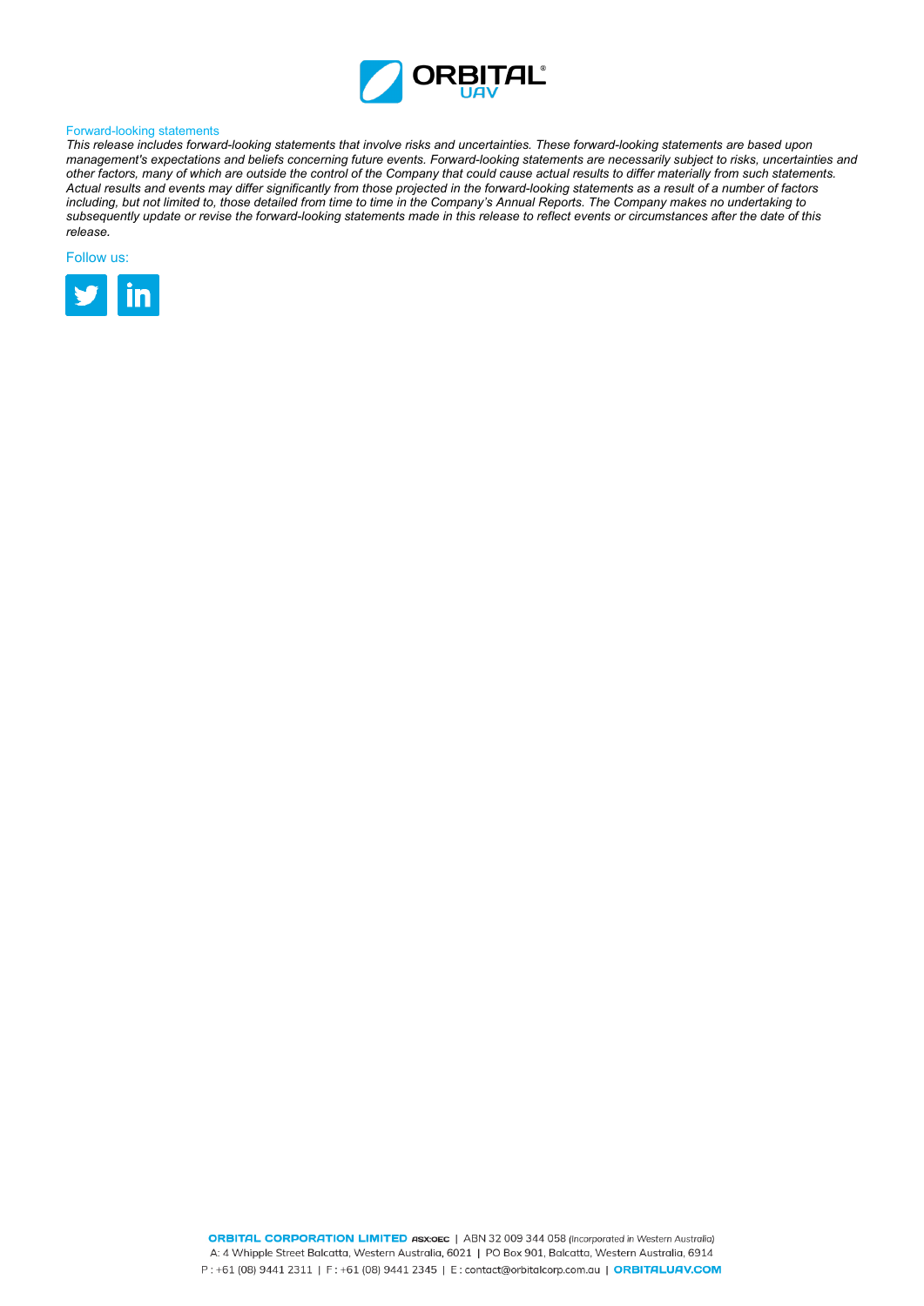### Forward-looking statements

*This release includes forward-looking statements that involve risks and uncertainties. These forward-looking statements are based upon management's expectations and beliefs concerning future events. Forward-looking statements are necessarily subject to risks, uncertainties and other factors, many of which are outside the control of the Company that could cause actual results to differ materially from such statements. Actual results and events may differ significantly from those projected in the forward-looking statements as a result of a number of factors including, but not limited to, those detailed from time to time in the Company's Annual Reports. The Company makes no undertaking to subsequently update or revise the forward-looking statements made in this release to reflect events or circumstances after the date of this release.*

Follow us:

**ORBITAL CORPORATION LIMITED** ASX:OEC | ABN 32 009 344 058 (Incorporated in Western Australia)
A: 4 Whipple Street Balcatta, Western Australia, 6021 | PO Box 901, Balcatta, Western Australia, 6914
P : +61 (08) 9441 2311 | F : +61 (08) 9441 2345 | E : contact@orbitalcorp.com.au | **ORBITALUAV.COM**